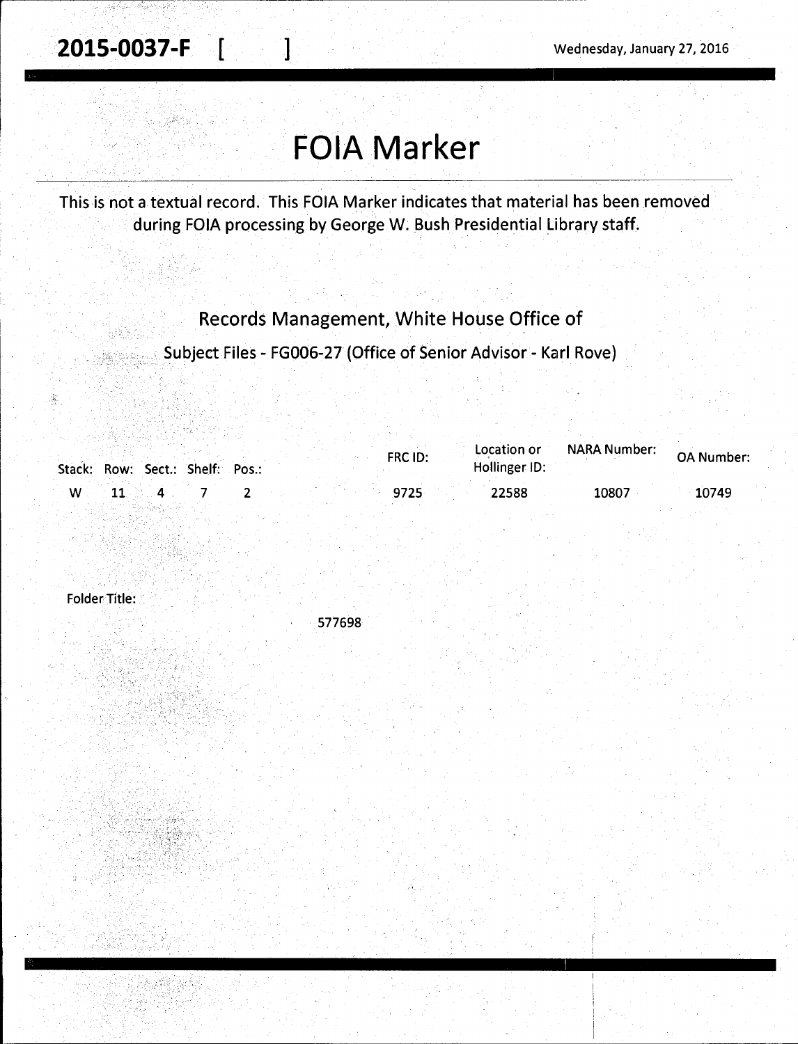**2015-0037-F** [ ]

Wednesday, January 27, 2016

# FOIA Marker

This is not a textual record. This FOIA Marker indicates that material has been removed during FOIA processing by George W. Bush Presidential Library staff.

## Records Management, White House Office of

### Subject Files - FG006-27 (Office of Senior Advisor - Karl Rove)

| Stack: | Row: | Sect.: | Shelf: | Pos.: | FRC ID: | Location or Hollinger ID: | NARA Number: | OA Number: |
|---|---|---|---|---|---|---|---|---|
| W | 11 | 4 | 7 | 2 | 9725 | 22588 | 10807 | 10749 |

Folder Title:

577698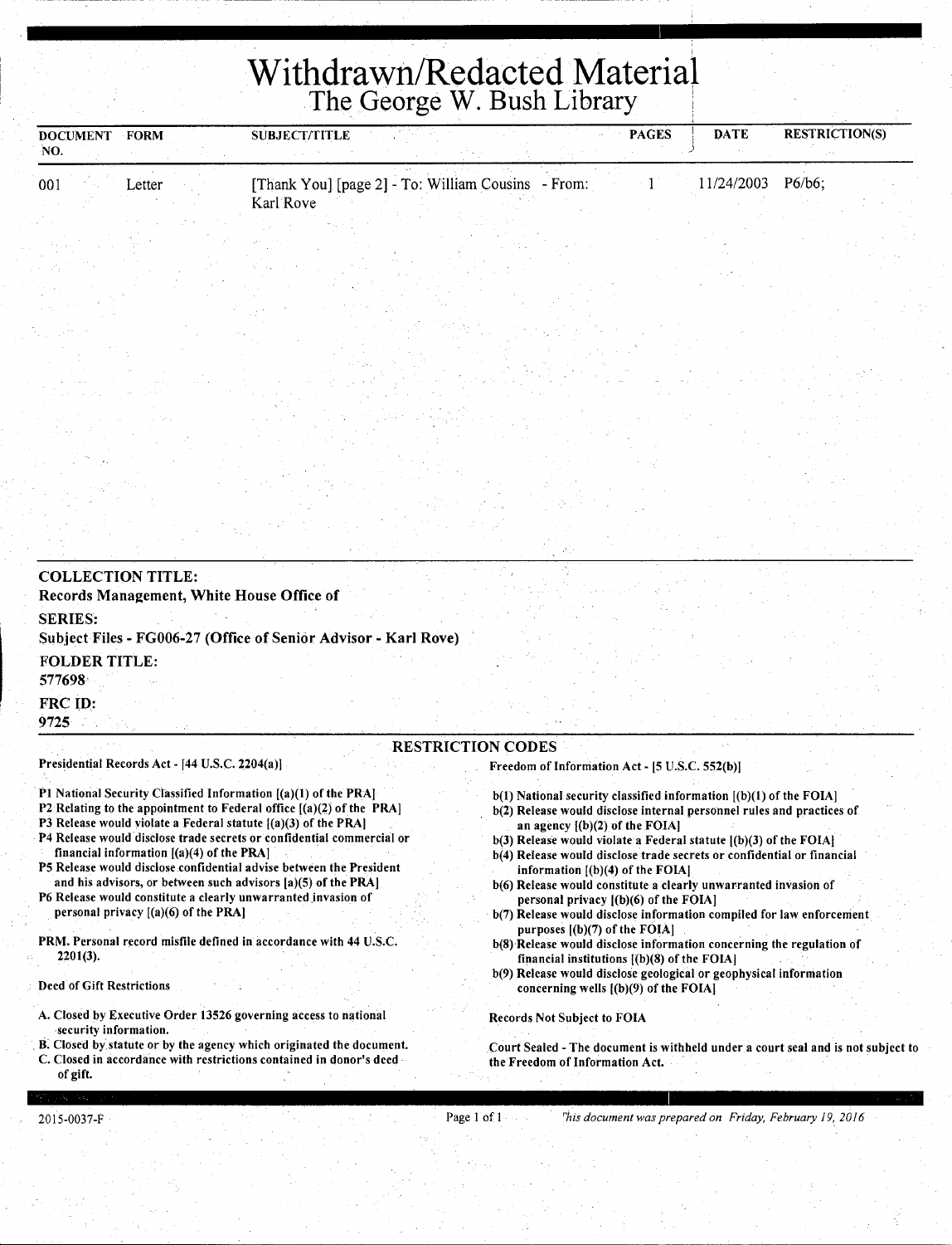# Withdrawn/Redacted Material

## The George W. Bush Library

| DOCUMENT NO. | FORM | SUBJECT/TITLE | PAGES | DATE | RESTRICTION(S) |
|---|---|---|---|---|---|
| 001 | Letter | [Thank You] [page 2] - To: William Cousins - From: Karl Rove | 1 | 11/24/2003 | P6/b6; |

**COLLECTION TITLE:**
Records Management, White House Office of

**SERIES:**
Subject Files - FG006-27 (Office of Senior Advisor - Karl Rove)

**FOLDER TITLE:**
577698

**FRC ID:**
9725

### RESTRICTION CODES

**Presidential Records Act - [44 U.S.C. 2204(a)]**

P1 National Security Classified Information [(a)(1) of the PRA]
P2 Relating to the appointment to Federal office [(a)(2) of the PRA]
P3 Release would violate a Federal statute [(a)(3) of the PRA]
P4 Release would disclose trade secrets or confidential commercial or financial information [(a)(4) of the PRA]
P5 Release would disclose confidential advise between the President and his advisors, or between such advisors [a)(5) of the PRA]
P6 Release would constitute a clearly unwarranted invasion of personal privacy [(a)(6) of the PRA]

PRM. Personal record misfile defined in accordance with 44 U.S.C. 2201(3).

**Deed of Gift Restrictions**

A. Closed by Executive Order 13526 governing access to national security information.
B. Closed by statute or by the agency which originated the document.
C. Closed in accordance with restrictions contained in donor's deed of gift.

**Freedom of Information Act - [5 U.S.C. 552(b)]**

b(1) National security classified information [(b)(1) of the FOIA]
b(2) Release would disclose internal personnel rules and practices of an agency [(b)(2) of the FOIA]
b(3) Release would violate a Federal statute [(b)(3) of the FOIA]
b(4) Release would disclose trade secrets or confidential or financial information [(b)(4) of the FOIA]
b(6) Release would constitute a clearly unwarranted invasion of personal privacy [(b)(6) of the FOIA]
b(7) Release would disclose information compiled for law enforcement purposes [(b)(7) of the FOIA]
b(8) Release would disclose information concerning the regulation of financial institutions [(b)(8) of the FOIA]
b(9) Release would disclose geological or geophysical information concerning wells [(b)(9) of the FOIA]

**Records Not Subject to FOIA**

Court Sealed - The document is withheld under a court seal and is not subject to the Freedom of Information Act.

2015-0037-F

*This document was prepared on Friday, February 19, 2016*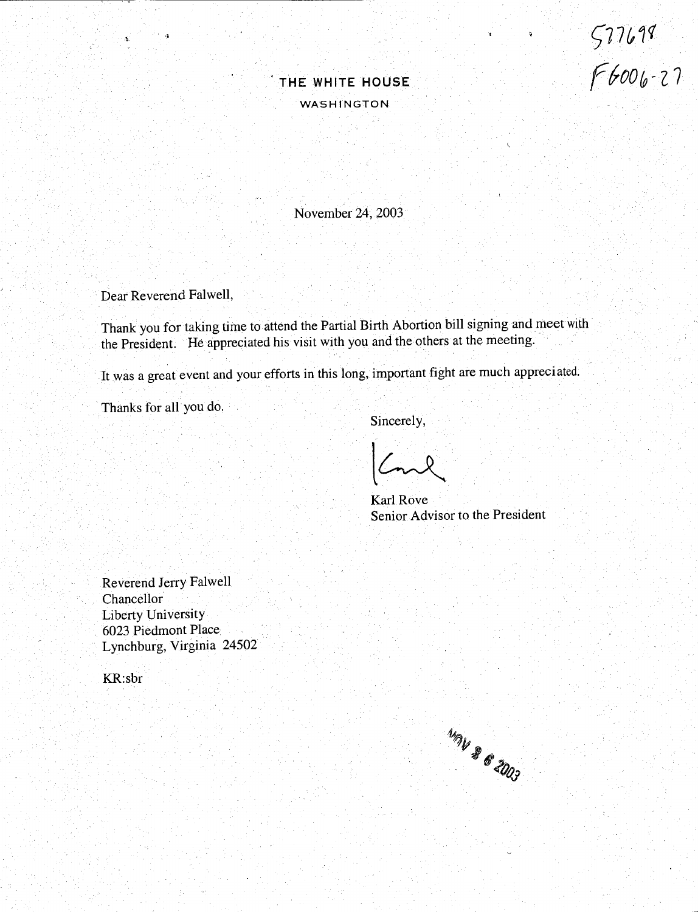577698
F6006-27

# THE WHITE HOUSE

WASHINGTON

November 24, 2003

Dear Reverend Falwell,

Thank you for taking time to attend the Partial Birth Abortion bill signing and meet with the President. He appreciated his visit with you and the others at the meeting.

It was a great event and your efforts in this long, important fight are much appreciated.

Thanks for all you do.

Sincerely,

Karl

Karl Rove
Senior Advisor to the President

Reverend Jerry Falwell
Chancellor
Liberty University
6023 Piedmont Place
Lynchburg, Virginia 24502

KR:sbr

NOV 26 2003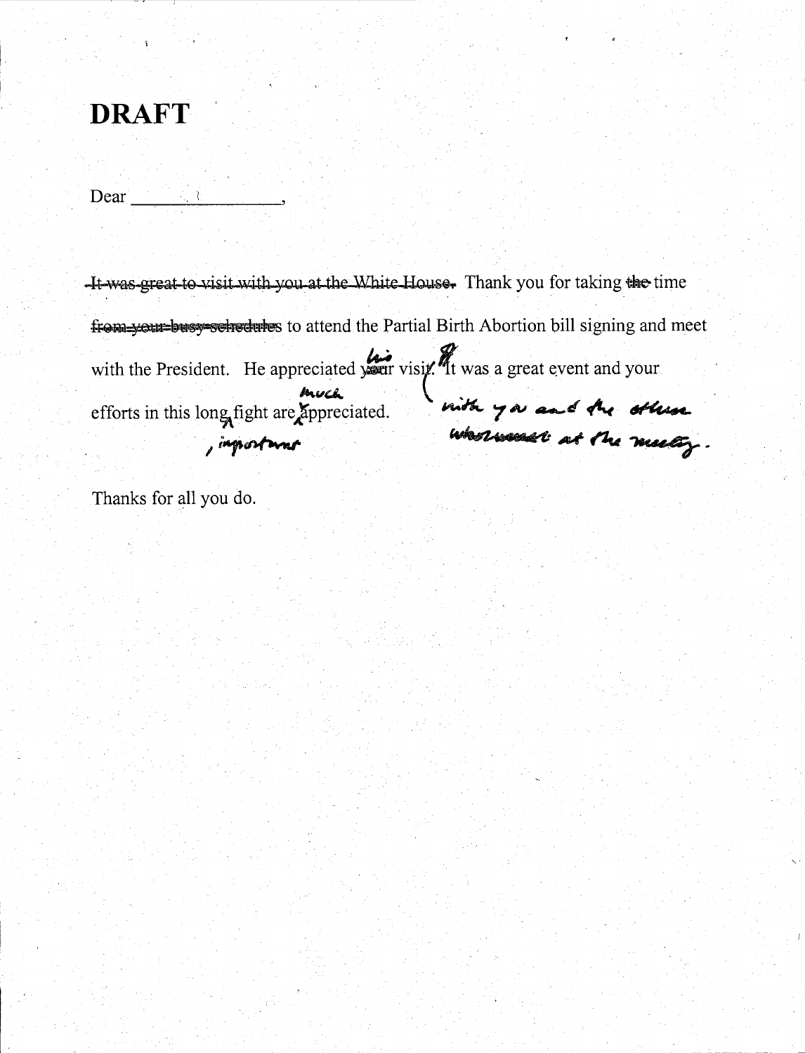# DRAFT

Dear ________________,

~~It was great to visit with you at the White House.~~ Thank you for taking ~~the~~ time ~~from your busy schedules~~ to attend the Partial Birth Abortion bill signing and meet with the President. He appreciated ~~your~~ his visit. It was a great event and your efforts in this long, important fight are much appreciated.

with you and the other [illegible] at the meeting.

Thanks for all you do.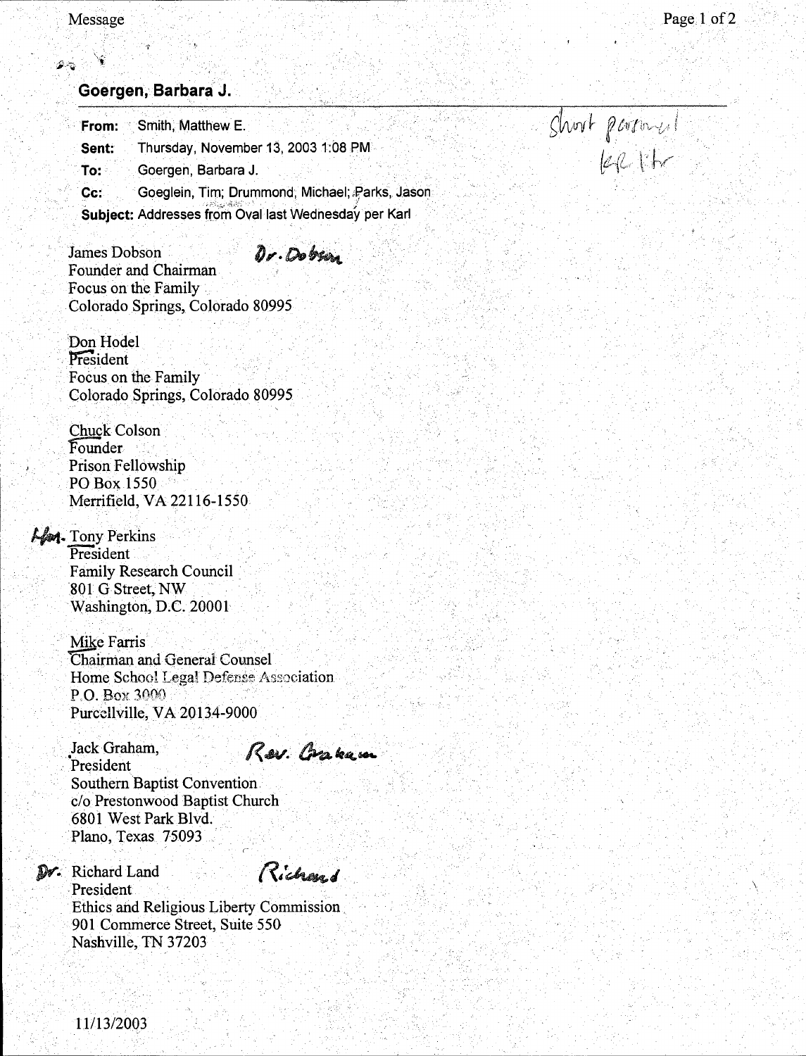Message

**Goergen, Barbara J.**

**From:** Smith, Matthew E.

**Sent:** Thursday, November 13, 2003 1:08 PM

**To:** Goergen, Barbara J.

**Cc:** Goeglein, Tim; Drummond, Michael; Parks, Jason

**Subject:** Addresses from Oval last Wednesday per Karl

Short personal ltr

James Dobson  
Dr. Dobson  
Founder and Chairman  
Focus on the Family  
Colorado Springs, Colorado 80995

Don Hodel  
President  
Focus on the Family  
Colorado Springs, Colorado 80995

Chuck Colson  
Founder  
Prison Fellowship  
PO Box 1550  
Merrifield, VA 22116-1550

Hon. Tony Perkins  
President  
Family Research Council  
801 G Street, NW  
Washington, D.C. 20001

Mike Farris  
Chairman and General Counsel  
Home School Legal Defense Association  
P.O. Box 3000  
Purcellville, VA 20134-9000

Jack Graham,  
Rev. Graham  
President  
Southern Baptist Convention  
c/o Prestonwood Baptist Church  
6801 West Park Blvd.  
Plano, Texas 75093

Dr. Richard Land  
Richard  
President  
Ethics and Religious Liberty Commission  
901 Commerce Street, Suite 550  
Nashville, TN 37203

11/13/2003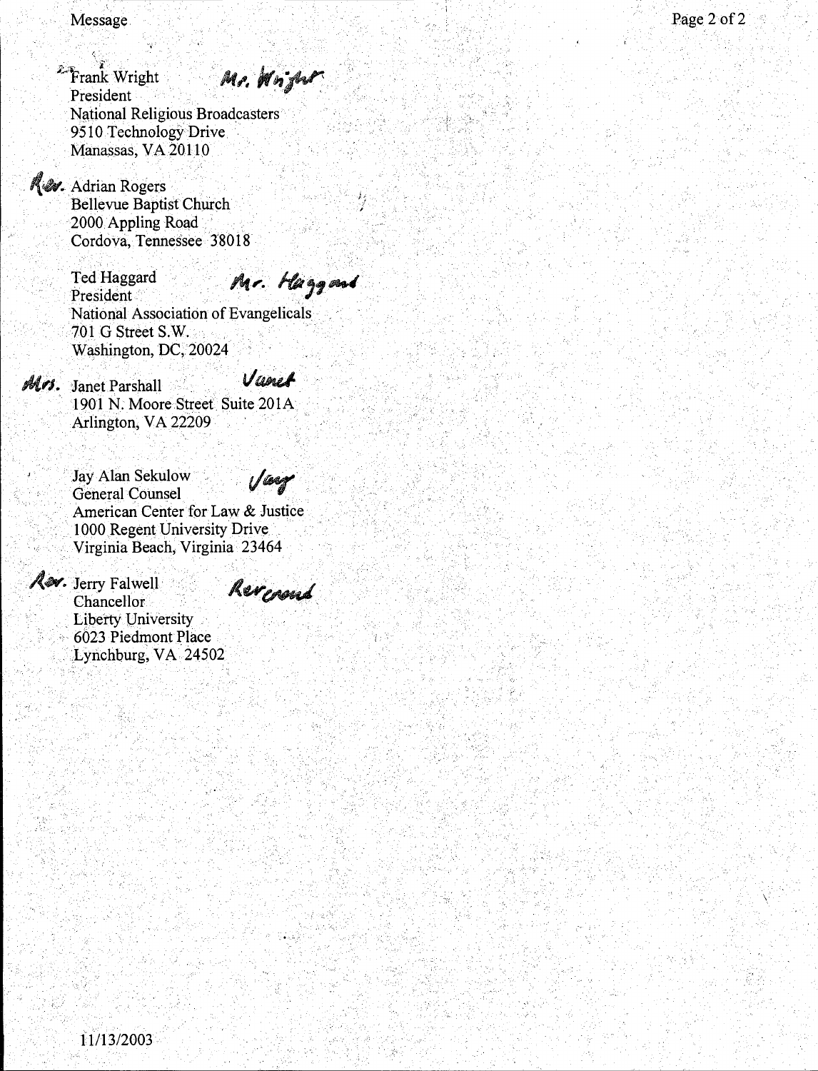Frank Wright *Mr. Wright*
President
National Religious Broadcasters
9510 Technology Drive
Manassas, VA 20110

*Rev.* Adrian Rogers
Bellevue Baptist Church
2000 Appling Road
Cordova, Tennessee 38018

Ted Haggard *Mr. Haggard*
President
National Association of Evangelicals
701 G Street S.W.
Washington, DC, 20024

*Mrs.* Janet Parshall *Janet*
1901 N. Moore Street Suite 201A
Arlington, VA 22209

Jay Alan Sekulow *Jay*
General Counsel
American Center for Law & Justice
1000 Regent University Drive
Virginia Beach, Virginia 23464

*Rev.* Jerry Falwell *Reverend*
Chancellor
Liberty University
6023 Piedmont Place
Lynchburg, VA 24502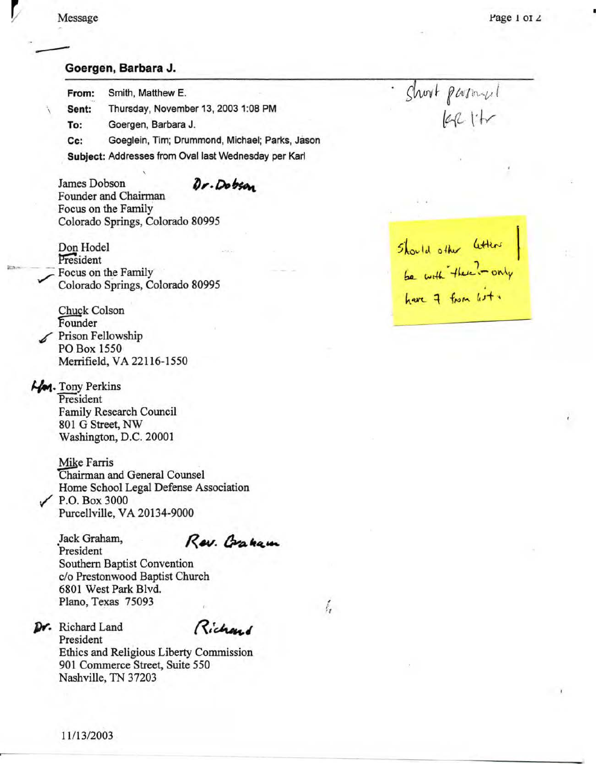Message

**Goergen, Barbara J.**

---

**From:** Smith, Matthew E.
**Sent:** Thursday, November 13, 2003 1:08 PM
**To:** Goergen, Barbara J.
**Cc:** Goeglein, Tim; Drummond, Michael; Parks, Jason
**Subject:** Addresses from Oval last Wednesday per Karl

Short personal
ltr

James Dobson *Dr. Dobson*
Founder and Chairman
Focus on the Family
Colorado Springs, Colorado 80995

Should other letters be with these? – only have 7 from list.

Don Hodel
President
Focus on the Family
Colorado Springs, Colorado 80995

Chuck Colson
Founder
Prison Fellowship
PO Box 1550
Merrifield, VA 22116-1550

*Hon.* Tony Perkins
President
Family Research Council
801 G Street, NW
Washington, D.C. 20001

Mike Farris
Chairman and General Counsel
Home School Legal Defense Association
P.O. Box 3000
Purcellville, VA 20134-9000

Jack Graham, *Rev. Graham*
President
Southern Baptist Convention
c/o Prestonwood Baptist Church
6801 West Park Blvd.
Plano, Texas 75093

*Dr.* Richard Land *Richard*
President
Ethics and Religious Liberty Commission
901 Commerce Street, Suite 550
Nashville, TN 37203

11/13/2003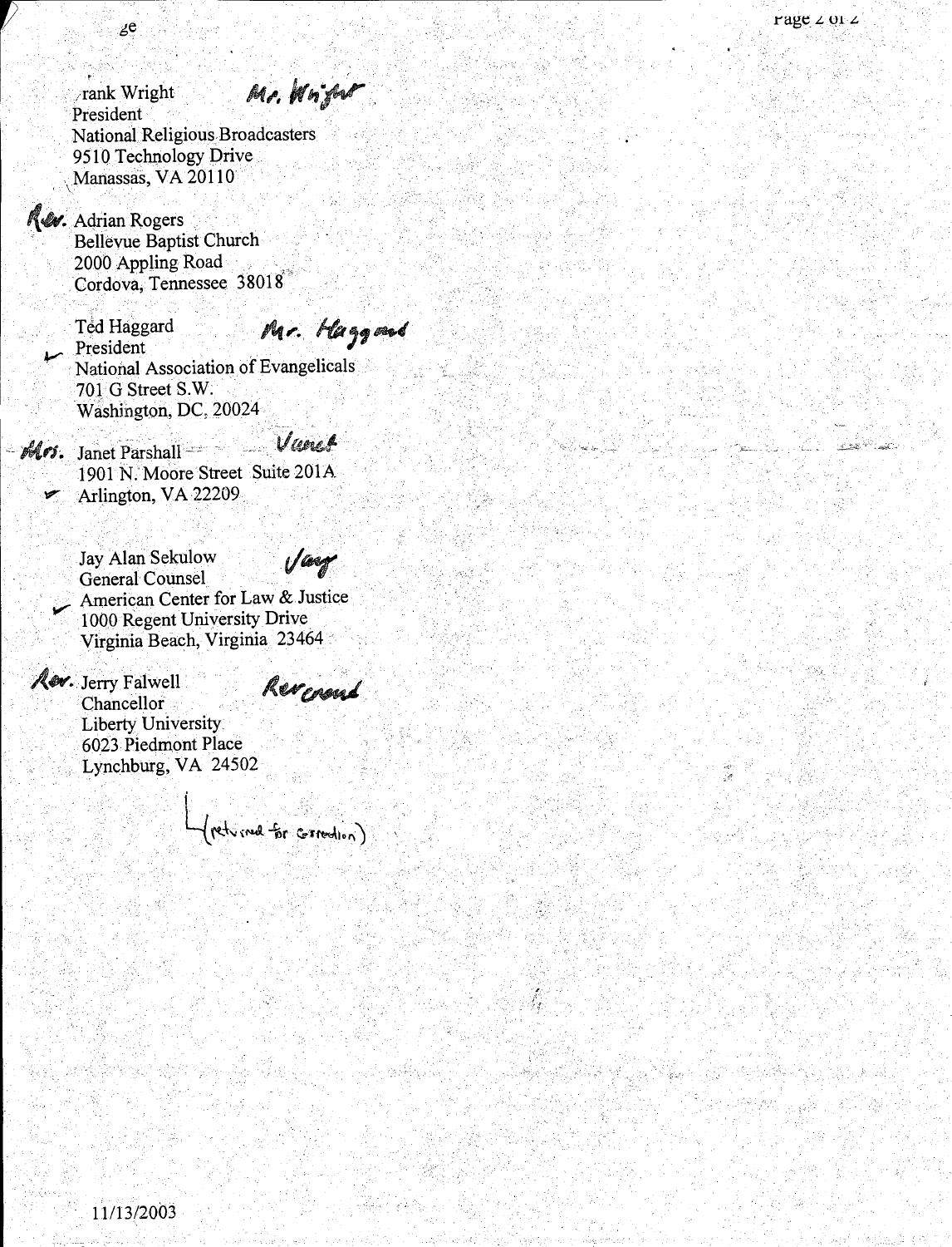rank Wright *Mr. Wright*
President
National Religious Broadcasters
9510 Technology Drive
Manassas, VA 20110

*Rev.* Adrian Rogers
Bellevue Baptist Church
2000 Appling Road
Cordova, Tennessee 38018

Ted Haggard *Mr. Haggard*
President
National Association of Evangelicals
701 G Street S.W.
Washington, DC, 20024

*Mrs.* Janet Parshall *Janet*
1901 N. Moore Street Suite 201A
Arlington, VA 22209

Jay Alan Sekulow *Jay*
General Counsel
American Center for Law & Justice
1000 Regent University Drive
Virginia Beach, Virginia 23464

*Rev.* Jerry Falwell *Reverend*
Chancellor
Liberty University
6023 Piedmont Place
Lynchburg, VA 24502

*(returned for correction)*

11/13/2003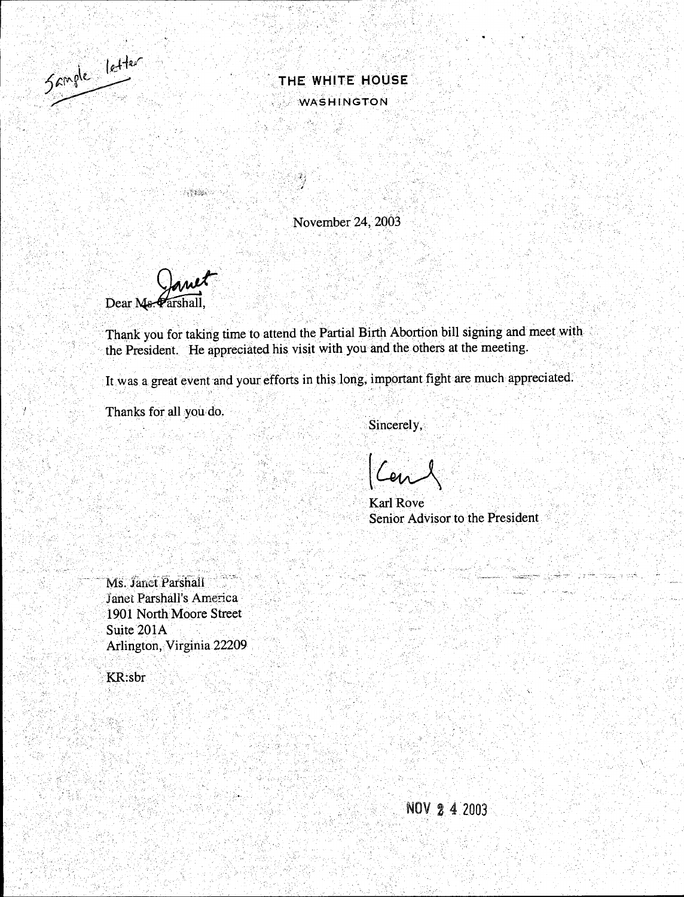Sample letter

**THE WHITE HOUSE**

WASHINGTON

November 24, 2003

Dear ~~Ms. Parshall~~ Janet,

Thank you for taking time to attend the Partial Birth Abortion bill signing and meet with the President. He appreciated his visit with you and the others at the meeting.

It was a great event and your efforts in this long, important fight are much appreciated.

Thanks for all you do.

Sincerely,

Karl

Karl Rove
Senior Advisor to the President

Ms. Janet Parshall
Janet Parshall's America
1901 North Moore Street
Suite 201A
Arlington, Virginia 22209

KR:sbr

NOV 24 2003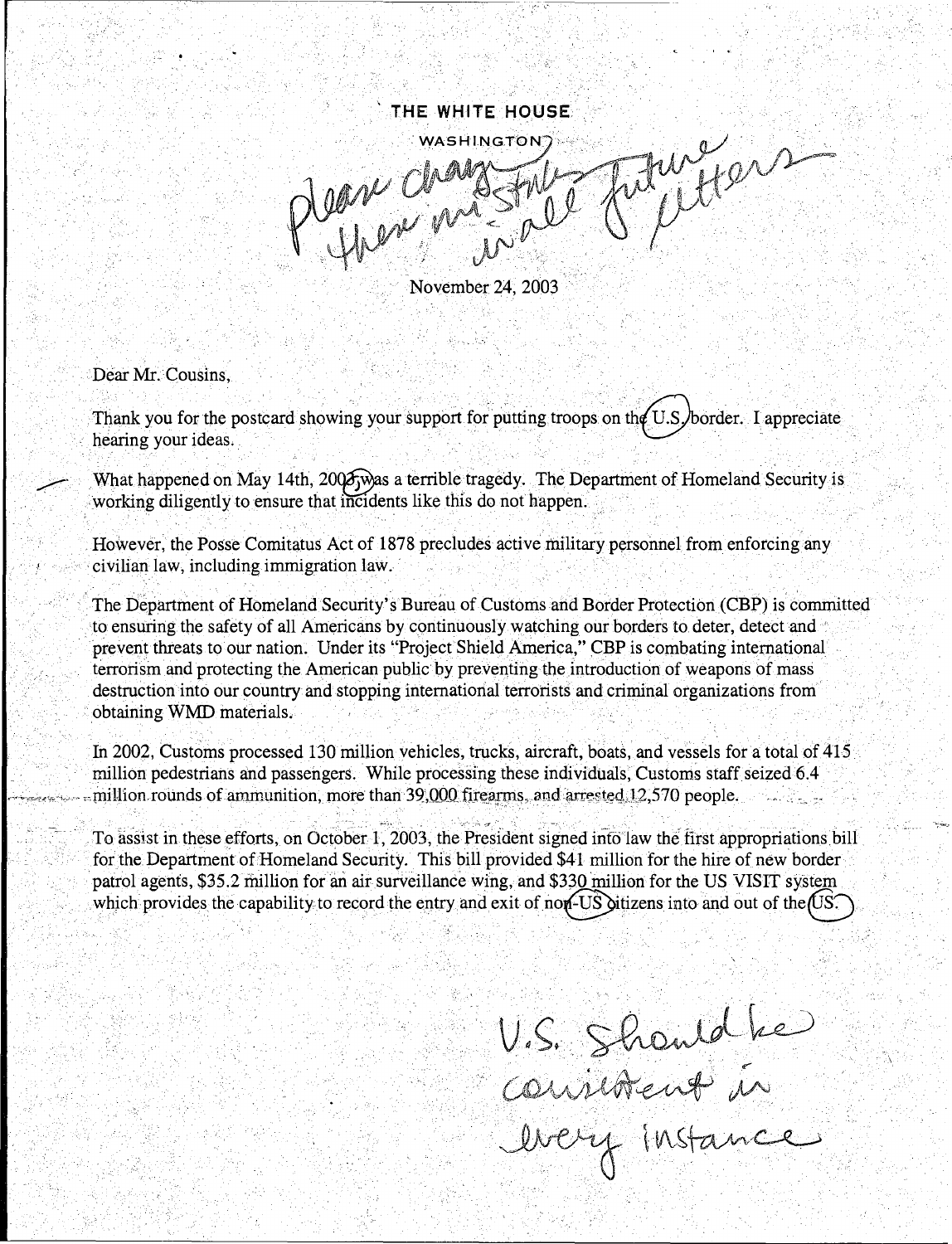THE WHITE HOUSE

WASHINGTON

Please change this mistake in all future letters

November 24, 2003

Dear Mr. Cousins,

Thank you for the postcard showing your support for putting troops on the U.S. border. I appreciate hearing your ideas.

What happened on May 14th, 2003, was a terrible tragedy. The Department of Homeland Security is working diligently to ensure that incidents like this do not happen.

However, the Posse Comitatus Act of 1878 precludes active military personnel from enforcing any civilian law, including immigration law.

The Department of Homeland Security's Bureau of Customs and Border Protection (CBP) is committed to ensuring the safety of all Americans by continuously watching our borders to deter, detect and prevent threats to our nation. Under its "Project Shield America," CBP is combating international terrorism and protecting the American public by preventing the introduction of weapons of mass destruction into our country and stopping international terrorists and criminal organizations from obtaining WMD materials.

In 2002, Customs processed 130 million vehicles, trucks, aircraft, boats, and vessels for a total of 415 million pedestrians and passengers. While processing these individuals, Customs staff seized 6.4 million rounds of ammunition, more than 39,000 firearms, and arrested 12,570 people.

To assist in these efforts, on October 1, 2003, the President signed into law the first appropriations bill for the Department of Homeland Security. This bill provided $41 million for the hire of new border patrol agents, $35.2 million for an air surveillance wing, and $330 million for the US VISIT system which provides the capability to record the entry and exit of non-US citizens into and out of the US.

V.S. Should be consistent in every instance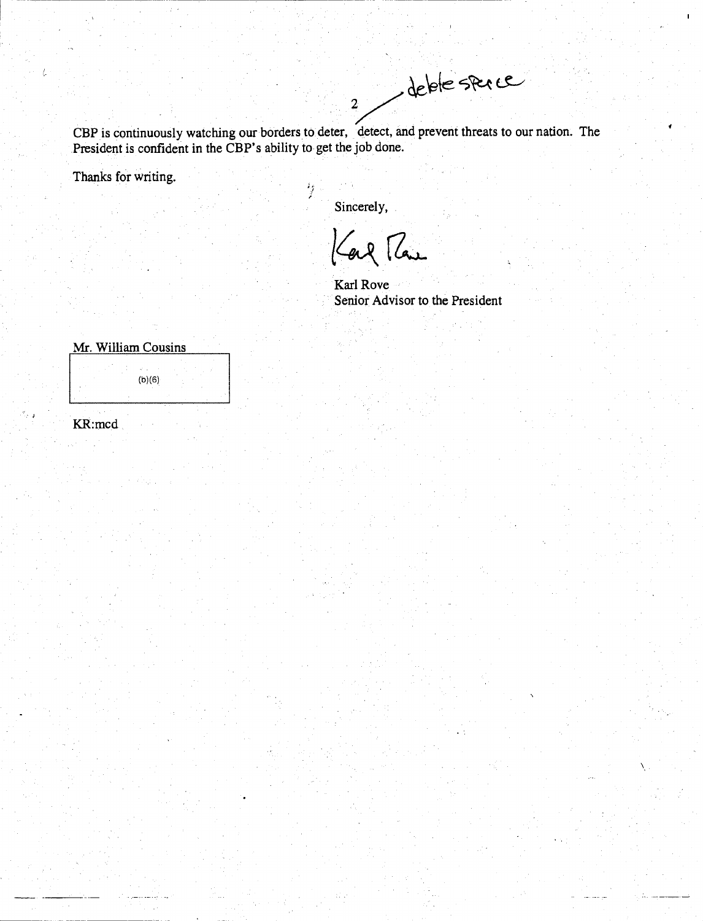delete space

CBP is continuously watching our borders to deter, detect, and prevent threats to our nation. The President is confident in the CBP's ability to get the job done.

Thanks for writing.

Sincerely,

Karl Rove

Karl Rove
Senior Advisor to the President

Mr. William Cousins

(b)(6)

KR:mcd